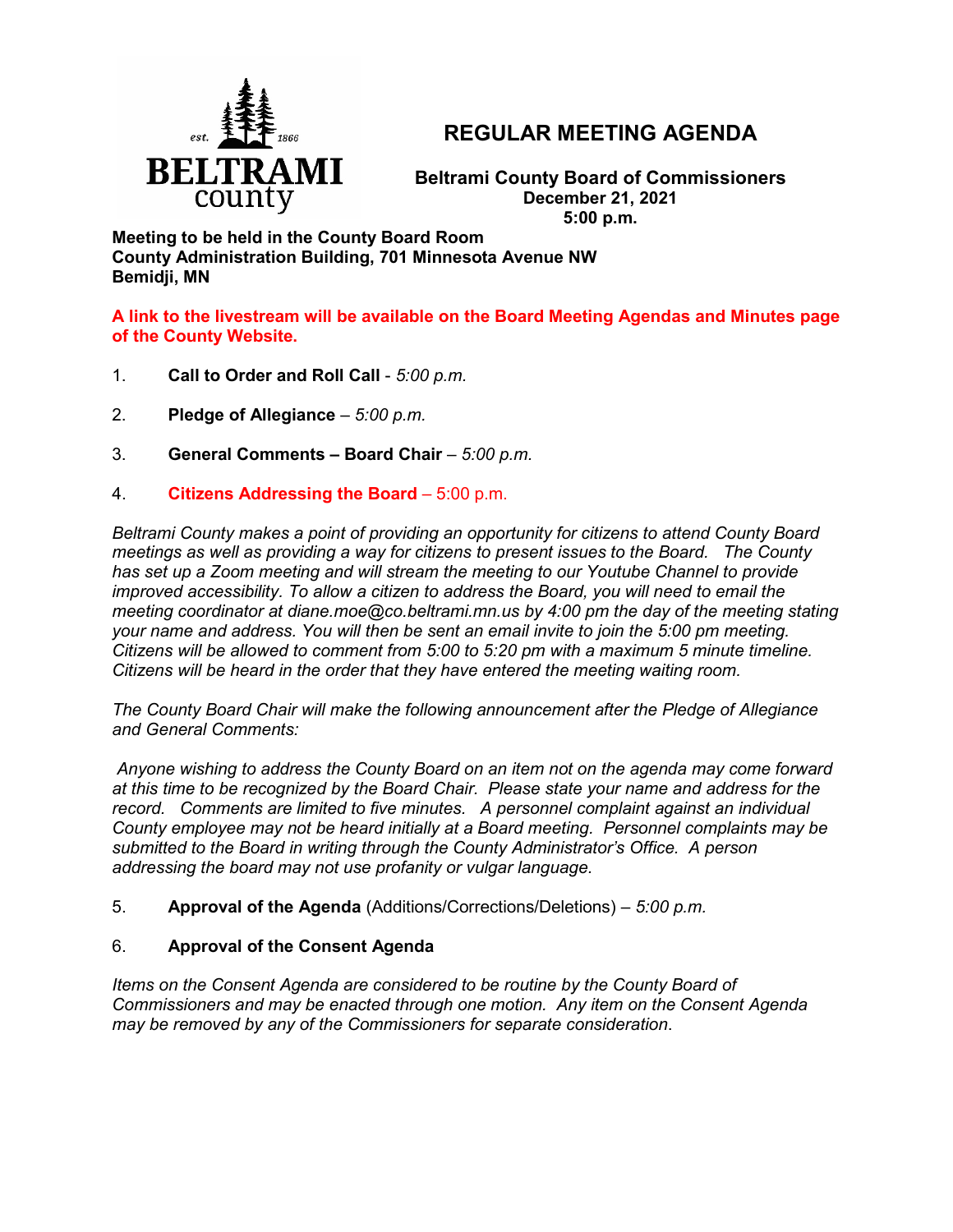# REGULAR MEETING AGENDA

**Beltrami County Board of Commissioners**
**December 21, 2021**
**5:00 p.m.**

**Meeting to be held in the County Board Room**
**County Administration Building, 701 Minnesota Avenue NW**
**Bemidji, MN**

**A link to the livestream will be available on the Board Meeting Agendas and Minutes page of the County Website.**

1. **Call to Order and Roll Call** - *5:00 p.m.*

2. **Pledge of Allegiance** – *5:00 p.m.*

3. **General Comments – Board Chair** – *5:00 p.m.*

4. **Citizens Addressing the Board** – 5:00 p.m.

*Beltrami County makes a point of providing an opportunity for citizens to attend County Board meetings as well as providing a way for citizens to present issues to the Board. The County has set up a Zoom meeting and will stream the meeting to our Youtube Channel to provide improved accessibility. To allow a citizen to address the Board, you will need to email the meeting coordinator at diane.moe@co.beltrami.mn.us by 4:00 pm the day of the meeting stating your name and address. You will then be sent an email invite to join the 5:00 pm meeting. Citizens will be allowed to comment from 5:00 to 5:20 pm with a maximum 5 minute timeline. Citizens will be heard in the order that they have entered the meeting waiting room.*

*The County Board Chair will make the following announcement after the Pledge of Allegiance and General Comments:*

*Anyone wishing to address the County Board on an item not on the agenda may come forward at this time to be recognized by the Board Chair. Please state your name and address for the record. Comments are limited to five minutes. A personnel complaint against an individual County employee may not be heard initially at a Board meeting. Personnel complaints may be submitted to the Board in writing through the County Administrator's Office. A person addressing the board may not use profanity or vulgar language.*

5. **Approval of the Agenda** (Additions/Corrections/Deletions) – *5:00 p.m.*

6. **Approval of the Consent Agenda**

*Items on the Consent Agenda are considered to be routine by the County Board of Commissioners and may be enacted through one motion. Any item on the Consent Agenda may be removed by any of the Commissioners for separate consideration.*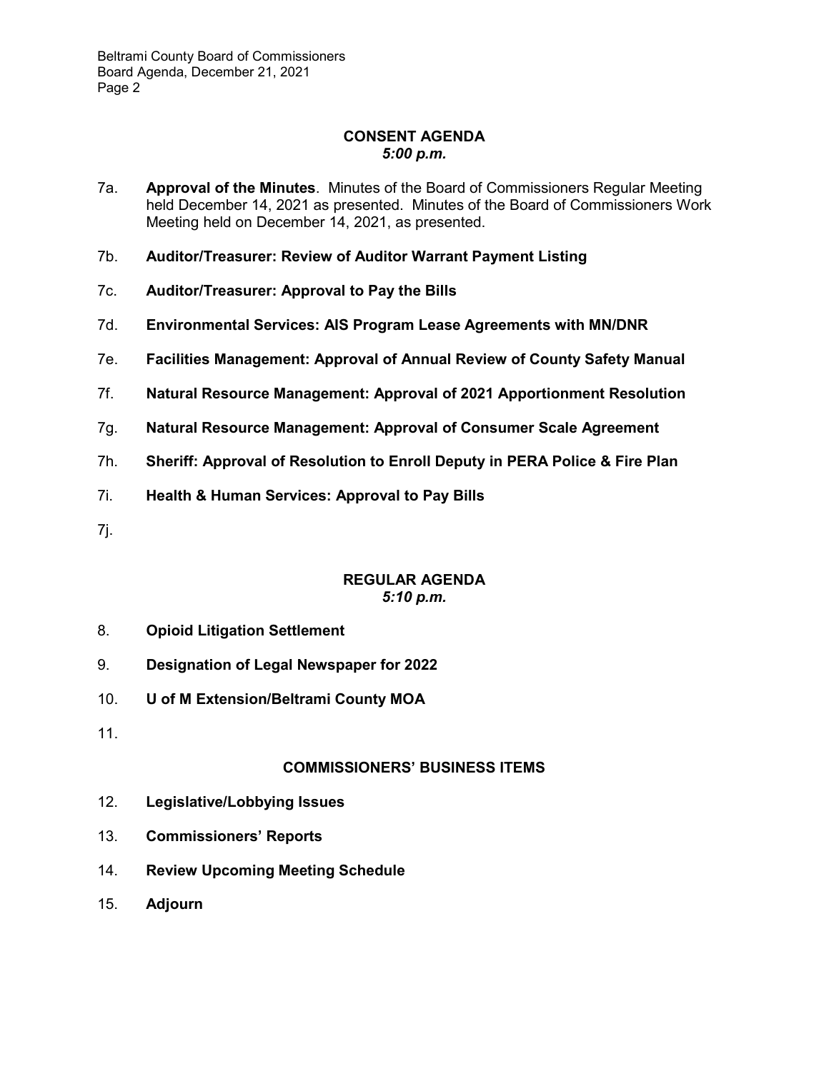## CONSENT AGENDA
*5:00 p.m.*

7a. **Approval of the Minutes**. Minutes of the Board of Commissioners Regular Meeting held December 14, 2021 as presented. Minutes of the Board of Commissioners Work Meeting held on December 14, 2021, as presented.

7b. **Auditor/Treasurer: Review of Auditor Warrant Payment Listing**

7c. **Auditor/Treasurer: Approval to Pay the Bills**

7d. **Environmental Services: AIS Program Lease Agreements with MN/DNR**

7e. **Facilities Management: Approval of Annual Review of County Safety Manual**

7f. **Natural Resource Management: Approval of 2021 Apportionment Resolution**

7g. **Natural Resource Management: Approval of Consumer Scale Agreement**

7h. **Sheriff: Approval of Resolution to Enroll Deputy in PERA Police & Fire Plan**

7i. **Health & Human Services: Approval to Pay Bills**

7j.

## REGULAR AGENDA
*5:10 p.m.*

8. **Opioid Litigation Settlement**

9. **Designation of Legal Newspaper for 2022**

10. **U of M Extension/Beltrami County MOA**

11.

## COMMISSIONERS' BUSINESS ITEMS

12. **Legislative/Lobbying Issues**

13. **Commissioners' Reports**

14. **Review Upcoming Meeting Schedule**

15. **Adjourn**